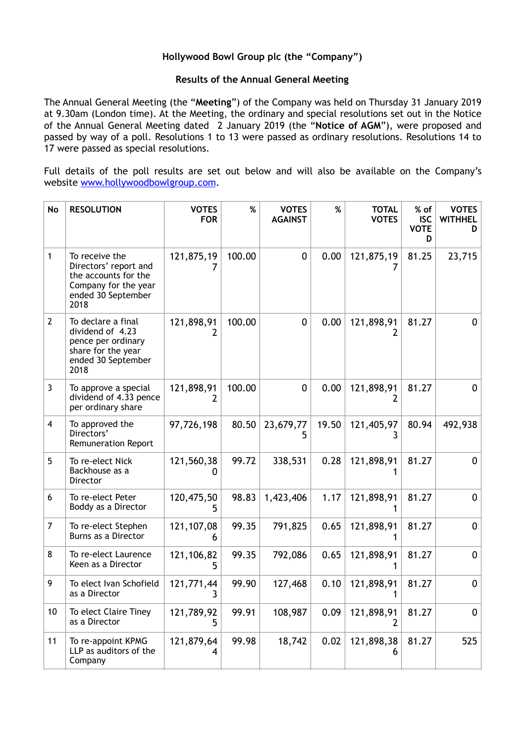**Hollywood Bowl Group plc (the "Company")**

**Results of the Annual General Meeting**

The Annual General Meeting (the "**Meeting**") of the Company was held on Thursday 31 January 2019 at 9.30am (London time). At the Meeting, the ordinary and special resolutions set out in the Notice of the Annual General Meeting dated 2 January 2019 (the "**Notice of AGM**"), were proposed and passed by way of a poll. Resolutions 1 to 13 were passed as ordinary resolutions. Resolutions 14 to 17 were passed as special resolutions.

Full details of the poll results are set out below and will also be available on the Company's website www.hollywoodbowlgroup.com.

| No | RESOLUTION | VOTES FOR | % | VOTES AGAINST | % | TOTAL VOTES | % of ISC VOTED | VOTES WITHHELD |
|---|---|---|---|---|---|---|---|---|
| 1 | To receive the Directors' report and the accounts for the Company for the year ended 30 September 2018 | 121,875,197 | 100.00 | 0 | 0.00 | 121,875,197 | 81.25 | 23,715 |
| 2 | To declare a final dividend of 4.23 pence per ordinary share for the year ended 30 September 2018 | 121,898,912 | 100.00 | 0 | 0.00 | 121,898,912 | 81.27 | 0 |
| 3 | To approve a special dividend of 4.33 pence per ordinary share | 121,898,912 | 100.00 | 0 | 0.00 | 121,898,912 | 81.27 | 0 |
| 4 | To approved the Directors' Remuneration Report | 97,726,198 | 80.50 | 23,679,775 | 19.50 | 121,405,973 | 80.94 | 492,938 |
| 5 | To re-elect Nick Backhouse as a Director | 121,560,380 | 99.72 | 338,531 | 0.28 | 121,898,911 | 81.27 | 0 |
| 6 | To re-elect Peter Boddy as a Director | 120,475,505 | 98.83 | 1,423,406 | 1.17 | 121,898,911 | 81.27 | 0 |
| 7 | To re-elect Stephen Burns as a Director | 121,107,086 | 99.35 | 791,825 | 0.65 | 121,898,911 | 81.27 | 0 |
| 8 | To re-elect Laurence Keen as a Director | 121,106,825 | 99.35 | 792,086 | 0.65 | 121,898,911 | 81.27 | 0 |
| 9 | To elect Ivan Schofield as a Director | 121,771,443 | 99.90 | 127,468 | 0.10 | 121,898,911 | 81.27 | 0 |
| 10 | To elect Claire Tiney as a Director | 121,789,925 | 99.91 | 108,987 | 0.09 | 121,898,912 | 81.27 | 0 |
| 11 | To re-appoint KPMG LLP as auditors of the Company | 121,879,644 | 99.98 | 18,742 | 0.02 | 121,898,386 | 81.27 | 525 |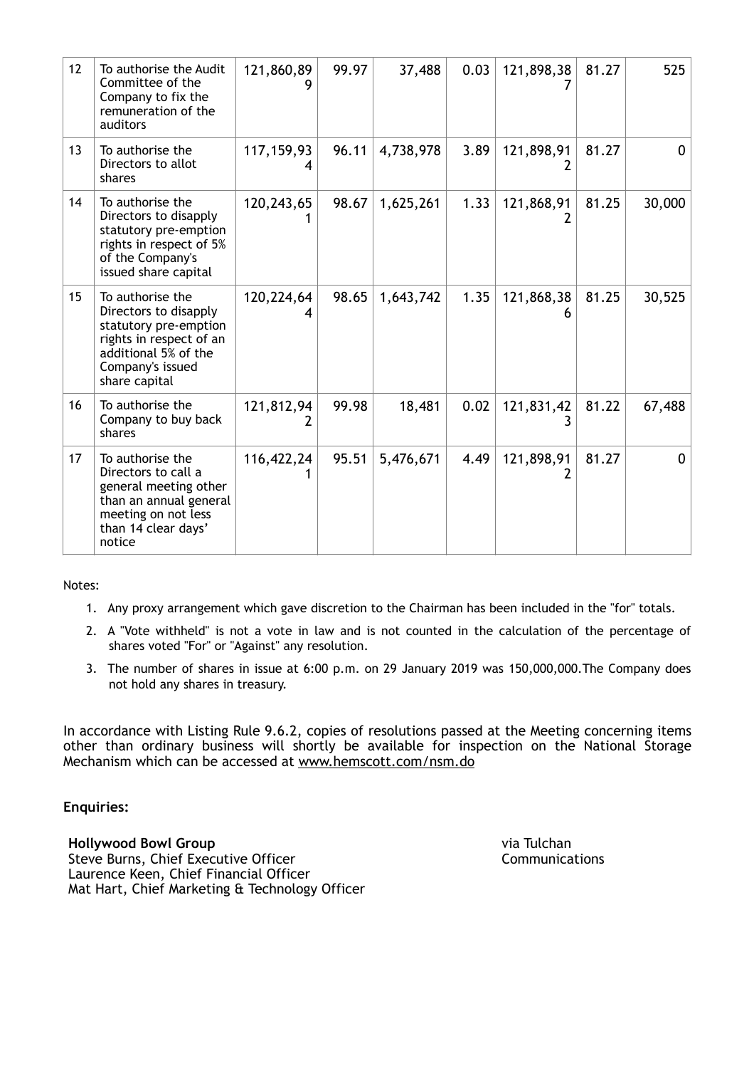| 12 | To authorise the Audit Committee of the Company to fix the remuneration of the auditors | 121,860,899 | 99.97 | 37,488 | 0.03 | 121,898,387 | 81.27 | 525 |
|---|---|---|---|---|---|---|---|---|
| 13 | To authorise the Directors to allot shares | 117,159,934 | 96.11 | 4,738,978 | 3.89 | 121,898,912 | 81.27 | 0 |
| 14 | To authorise the Directors to disapply statutory pre-emption rights in respect of 5% of the Company's issued share capital | 120,243,651 | 98.67 | 1,625,261 | 1.33 | 121,868,912 | 81.25 | 30,000 |
| 15 | To authorise the Directors to disapply statutory pre-emption rights in respect of an additional 5% of the Company's issued share capital | 120,224,644 | 98.65 | 1,643,742 | 1.35 | 121,868,386 | 81.25 | 30,525 |
| 16 | To authorise the Company to buy back shares | 121,812,942 | 99.98 | 18,481 | 0.02 | 121,831,423 | 81.22 | 67,488 |
| 17 | To authorise the Directors to call a general meeting other than an annual general meeting on not less than 14 clear days' notice | 116,422,241 | 95.51 | 5,476,671 | 4.49 | 121,898,912 | 81.27 | 0 |

Notes:

1. Any proxy arrangement which gave discretion to the Chairman has been included in the "for" totals.
2. A "Vote withheld" is not a vote in law and is not counted in the calculation of the percentage of shares voted "For" or "Against" any resolution.
3. The number of shares in issue at 6:00 p.m. on 29 January 2019 was 150,000,000.The Company does not hold any shares in treasury.

In accordance with Listing Rule 9.6.2, copies of resolutions passed at the Meeting concerning items other than ordinary business will shortly be available for inspection on the National Storage Mechanism which can be accessed at www.hemscott.com/nsm.do

**Enquiries:**

**Hollywood Bowl Group**
Steve Burns, Chief Executive Officer
Laurence Keen, Chief Financial Officer
Mat Hart, Chief Marketing & Technology Officer

via Tulchan Communications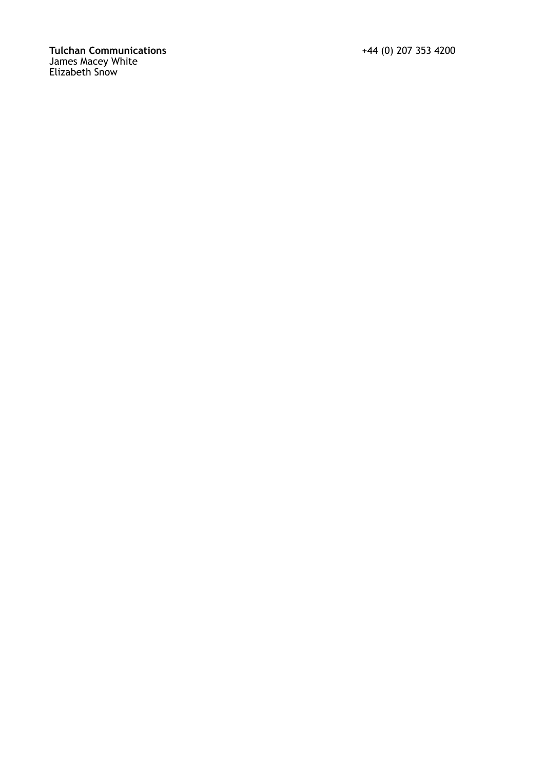**Tulchan Communications** +44 (0) 207 353 4200
James Macey White
Elizabeth Snow